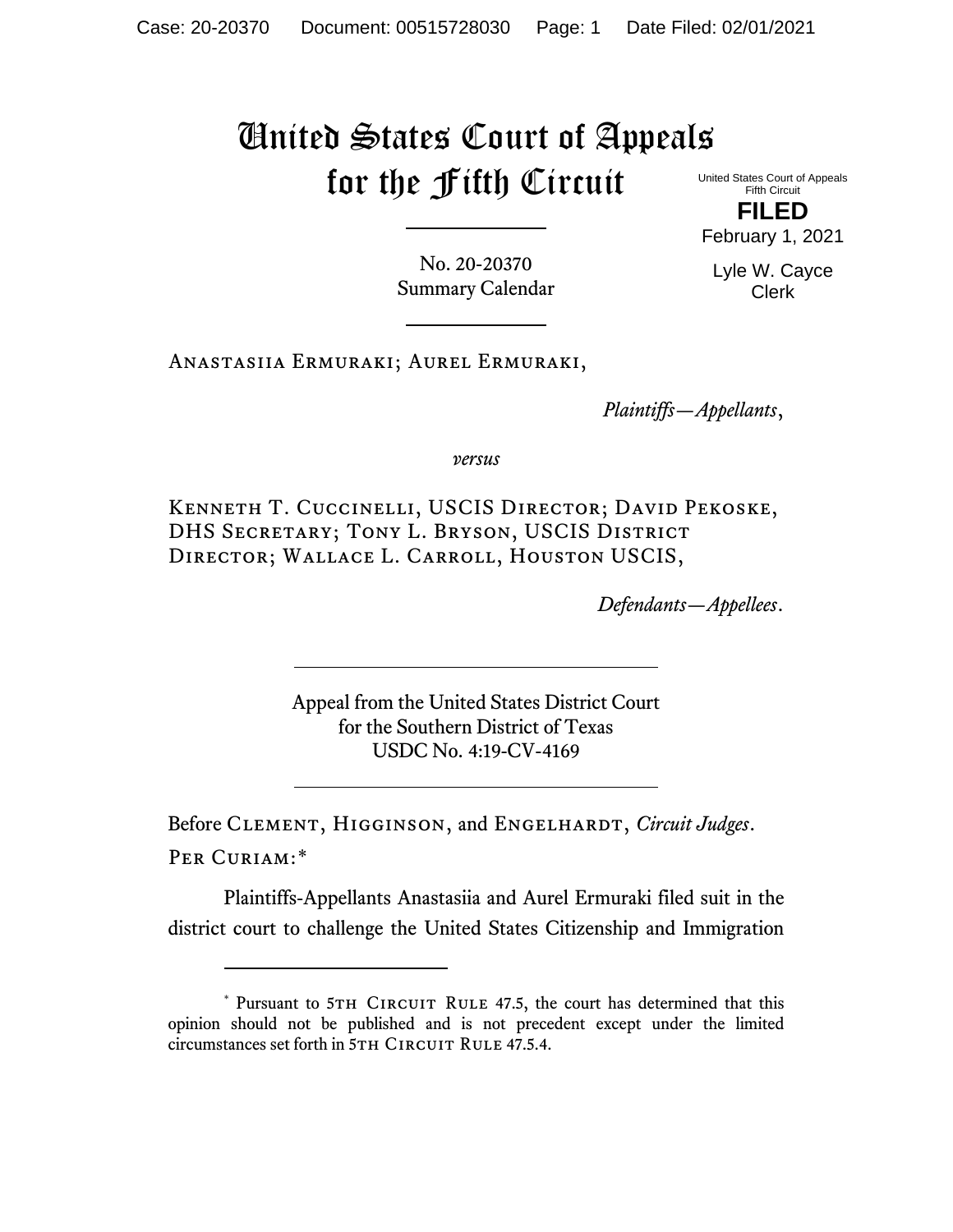# United States Court of Appeals for the Fifth Circuit

United States Court of Appeals
Fifth Circuit

**FILED**

February 1, 2021

Lyle W. Cayce
Clerk

---

No. 20-20370
Summary Calendar

---

Anastasiia Ermuraki; Aurel Ermuraki,

*Plaintiffs—Appellants*,

*versus*

Kenneth T. Cuccinelli, USCIS Director; David Pekoske, DHS Secretary; Tony L. Bryson, USCIS District Director; Wallace L. Carroll, Houston USCIS,

*Defendants—Appellees*.

---

Appeal from the United States District Court
for the Southern District of Texas
USDC No. 4:19-CV-4169

---

Before Clement, Higginson, and Engelhardt, *Circuit Judges*.

Per Curiam:*

Plaintiffs-Appellants Anastasiia and Aurel Ermuraki filed suit in the district court to challenge the United States Citizenship and Immigration

---

\* Pursuant to 5th Circuit Rule 47.5, the court has determined that this opinion should not be published and is not precedent except under the limited circumstances set forth in 5th Circuit Rule 47.5.4.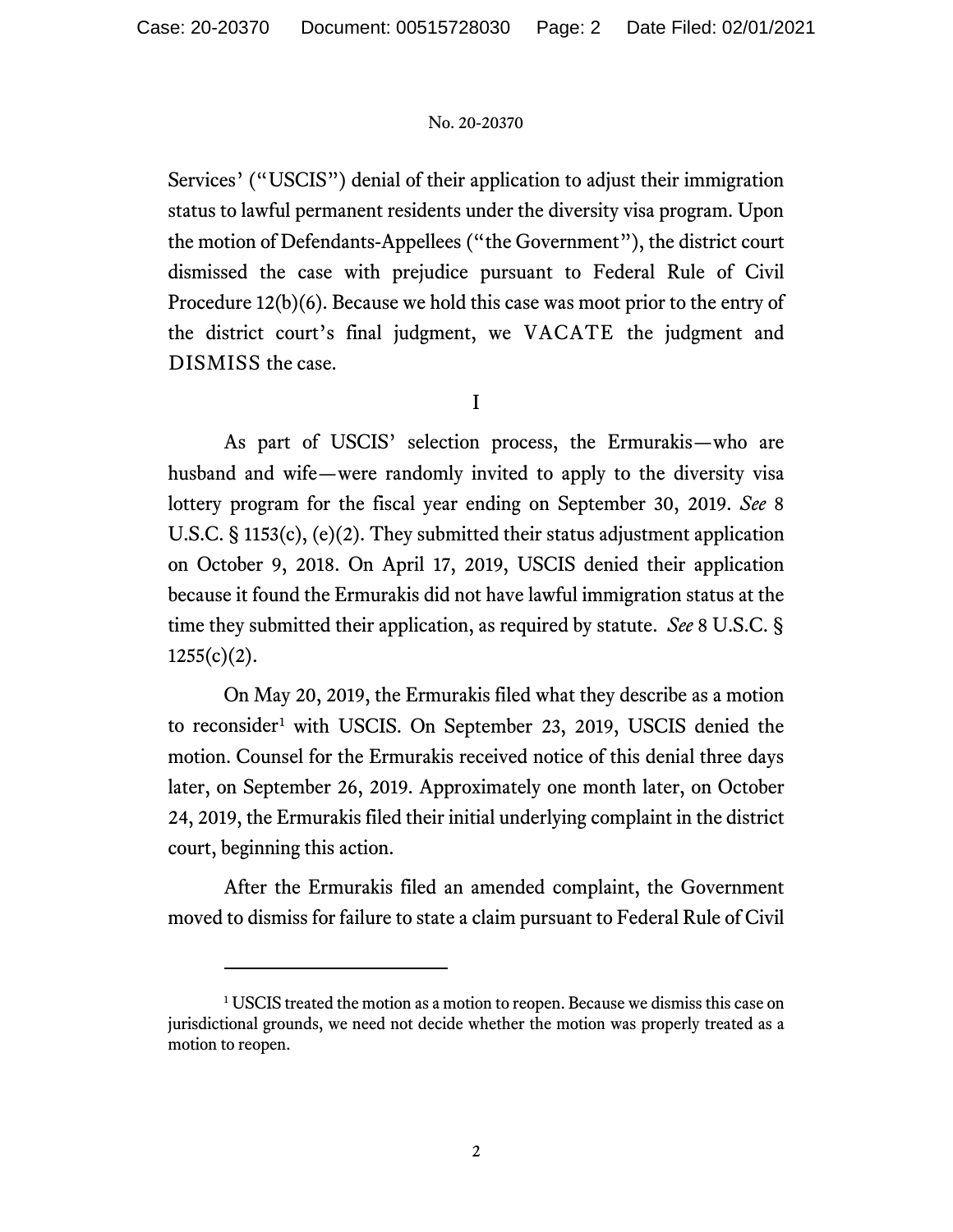Services' ("USCIS") denial of their application to adjust their immigration status to lawful permanent residents under the diversity visa program. Upon the motion of Defendants-Appellees ("the Government"), the district court dismissed the case with prejudice pursuant to Federal Rule of Civil Procedure 12(b)(6). Because we hold this case was moot prior to the entry of the district court's final judgment, we VACATE the judgment and DISMISS the case.

I

As part of USCIS' selection process, the Ermurakis—who are husband and wife—were randomly invited to apply to the diversity visa lottery program for the fiscal year ending on September 30, 2019. *See* 8 U.S.C. § 1153(c), (e)(2). They submitted their status adjustment application on October 9, 2018. On April 17, 2019, USCIS denied their application because it found the Ermurakis did not have lawful immigration status at the time they submitted their application, as required by statute. *See* 8 U.S.C. § 1255(c)(2).

On May 20, 2019, the Ermurakis filed what they describe as a motion to reconsider[1] with USCIS. On September 23, 2019, USCIS denied the motion. Counsel for the Ermurakis received notice of this denial three days later, on September 26, 2019. Approximately one month later, on October 24, 2019, the Ermurakis filed their initial underlying complaint in the district court, beginning this action.

After the Ermurakis filed an amended complaint, the Government moved to dismiss for failure to state a claim pursuant to Federal Rule of Civil

---

[1] USCIS treated the motion as a motion to reopen. Because we dismiss this case on jurisdictional grounds, we need not decide whether the motion was properly treated as a motion to reopen.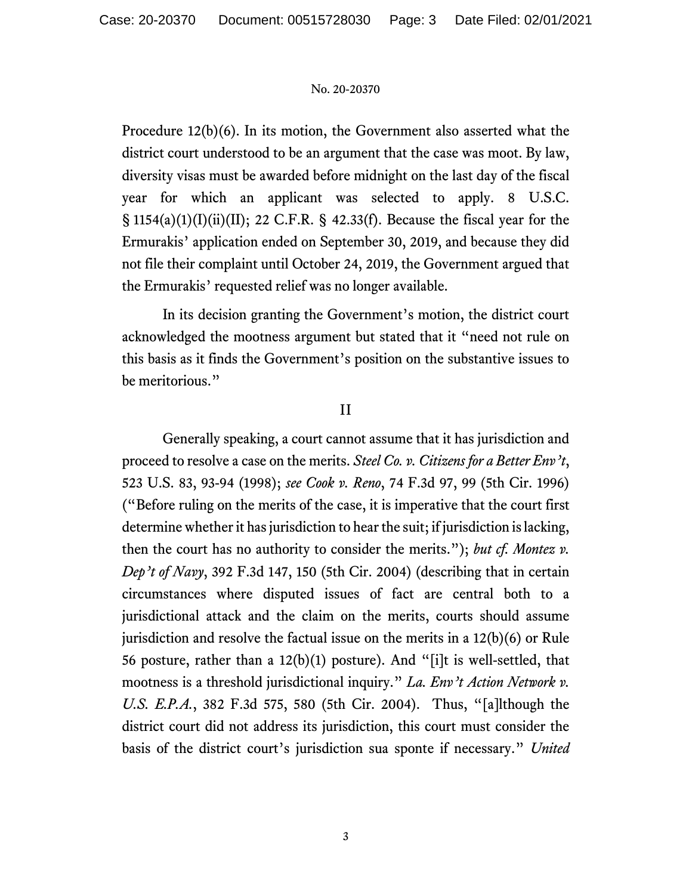Procedure 12(b)(6). In its motion, the Government also asserted what the district court understood to be an argument that the case was moot. By law, diversity visas must be awarded before midnight on the last day of the fiscal year for which an applicant was selected to apply. 8 U.S.C. § 1154(a)(1)(I)(ii)(II); 22 C.F.R. § 42.33(f). Because the fiscal year for the Ermurakis' application ended on September 30, 2019, and because they did not file their complaint until October 24, 2019, the Government argued that the Ermurakis' requested relief was no longer available.

In its decision granting the Government's motion, the district court acknowledged the mootness argument but stated that it "need not rule on this basis as it finds the Government's position on the substantive issues to be meritorious."

## II

Generally speaking, a court cannot assume that it has jurisdiction and proceed to resolve a case on the merits. *Steel Co. v. Citizens for a Better Env't*, 523 U.S. 83, 93-94 (1998); *see Cook v. Reno*, 74 F.3d 97, 99 (5th Cir. 1996) ("Before ruling on the merits of the case, it is imperative that the court first determine whether it has jurisdiction to hear the suit; if jurisdiction is lacking, then the court has no authority to consider the merits."); *but cf. Montez v. Dep't of Navy*, 392 F.3d 147, 150 (5th Cir. 2004) (describing that in certain circumstances where disputed issues of fact are central both to a jurisdictional attack and the claim on the merits, courts should assume jurisdiction and resolve the factual issue on the merits in a 12(b)(6) or Rule 56 posture, rather than a 12(b)(1) posture). And "[i]t is well-settled, that mootness is a threshold jurisdictional inquiry." *La. Env't Action Network v. U.S. E.P.A.*, 382 F.3d 575, 580 (5th Cir. 2004). Thus, "[a]lthough the district court did not address its jurisdiction, this court must consider the basis of the district court's jurisdiction sua sponte if necessary." *United*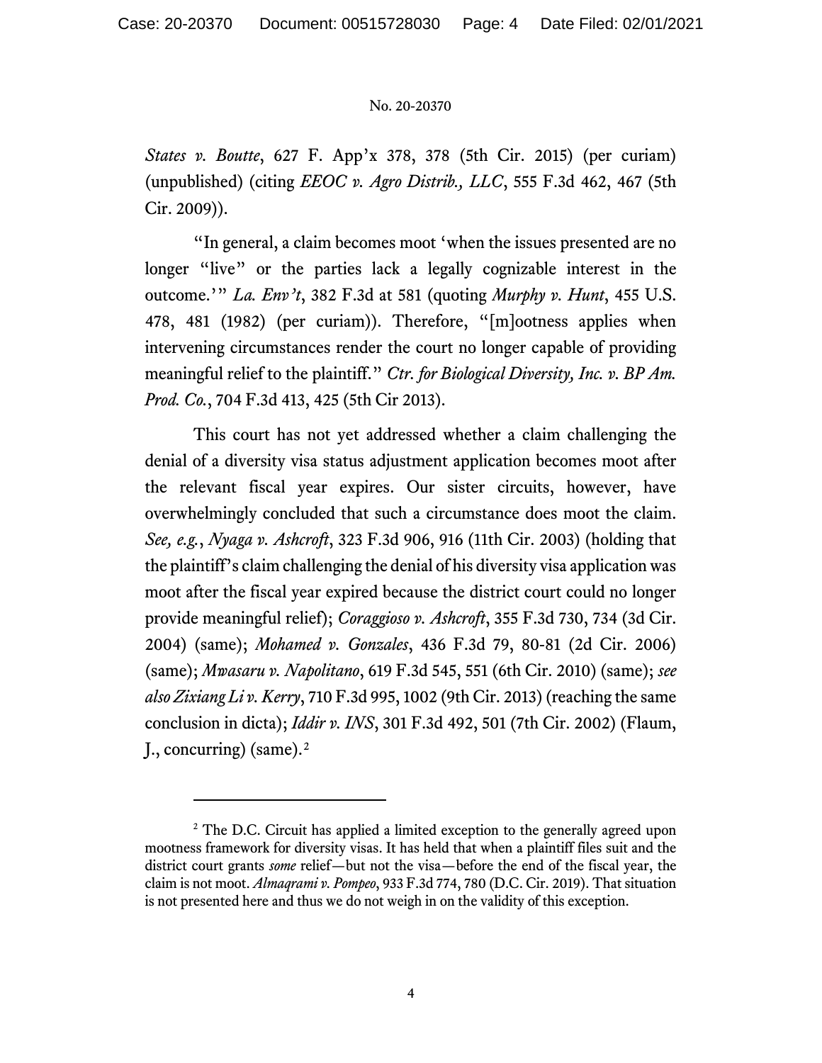*States v. Boutte*, 627 F. App'x 378, 378 (5th Cir. 2015) (per curiam) (unpublished) (citing *EEOC v. Agro Distrib., LLC*, 555 F.3d 462, 467 (5th Cir. 2009)).

"In general, a claim becomes moot 'when the issues presented are no longer "live" or the parties lack a legally cognizable interest in the outcome.'" *La. Env't*, 382 F.3d at 581 (quoting *Murphy v. Hunt*, 455 U.S. 478, 481 (1982) (per curiam)). Therefore, "[m]ootness applies when intervening circumstances render the court no longer capable of providing meaningful relief to the plaintiff." *Ctr. for Biological Diversity, Inc. v. BP Am. Prod. Co.*, 704 F.3d 413, 425 (5th Cir 2013).

This court has not yet addressed whether a claim challenging the denial of a diversity visa status adjustment application becomes moot after the relevant fiscal year expires. Our sister circuits, however, have overwhelmingly concluded that such a circumstance does moot the claim. *See, e.g.*, *Nyaga v. Ashcroft*, 323 F.3d 906, 916 (11th Cir. 2003) (holding that the plaintiff's claim challenging the denial of his diversity visa application was moot after the fiscal year expired because the district court could no longer provide meaningful relief); *Coraggioso v. Ashcroft*, 355 F.3d 730, 734 (3d Cir. 2004) (same); *Mohamed v. Gonzales*, 436 F.3d 79, 80-81 (2d Cir. 2006) (same); *Mwasaru v. Napolitano*, 619 F.3d 545, 551 (6th Cir. 2010) (same); *see also Zixiang Li v. Kerry*, 710 F.3d 995, 1002 (9th Cir. 2013) (reaching the same conclusion in dicta); *Iddir v. INS*, 301 F.3d 492, 501 (7th Cir. 2002) (Flaum, J., concurring) (same).[2]

---

[2] The D.C. Circuit has applied a limited exception to the generally agreed upon mootness framework for diversity visas. It has held that when a plaintiff files suit and the district court grants *some* relief—but not the visa—before the end of the fiscal year, the claim is not moot. *Almaqrami v. Pompeo*, 933 F.3d 774, 780 (D.C. Cir. 2019). That situation is not presented here and thus we do not weigh in on the validity of this exception.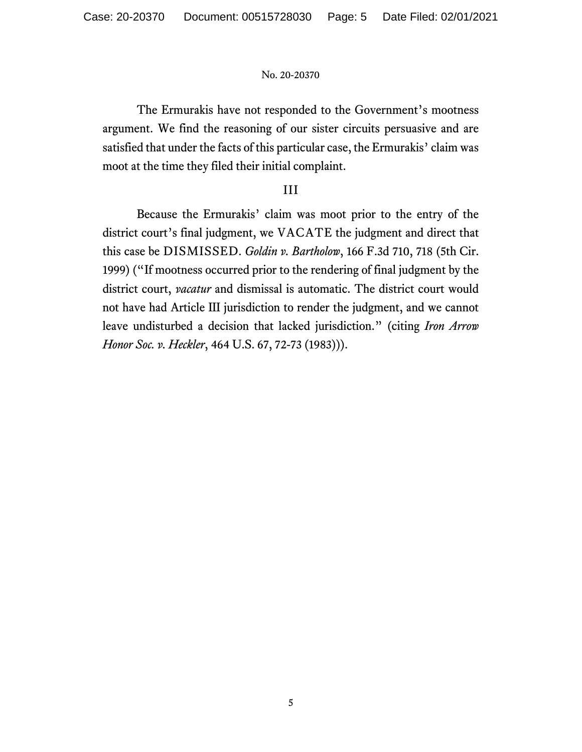The Ermurakis have not responded to the Government's mootness argument. We find the reasoning of our sister circuits persuasive and are satisfied that under the facts of this particular case, the Ermurakis' claim was moot at the time they filed their initial complaint.

## III

Because the Ermurakis' claim was moot prior to the entry of the district court's final judgment, we VACATE the judgment and direct that this case be DISMISSED. *Goldin v. Bartholow*, 166 F.3d 710, 718 (5th Cir. 1999) ("If mootness occurred prior to the rendering of final judgment by the district court, *vacatur* and dismissal is automatic. The district court would not have had Article III jurisdiction to render the judgment, and we cannot leave undisturbed a decision that lacked jurisdiction." (citing *Iron Arrow Honor Soc. v. Heckler*, 464 U.S. 67, 72-73 (1983))).